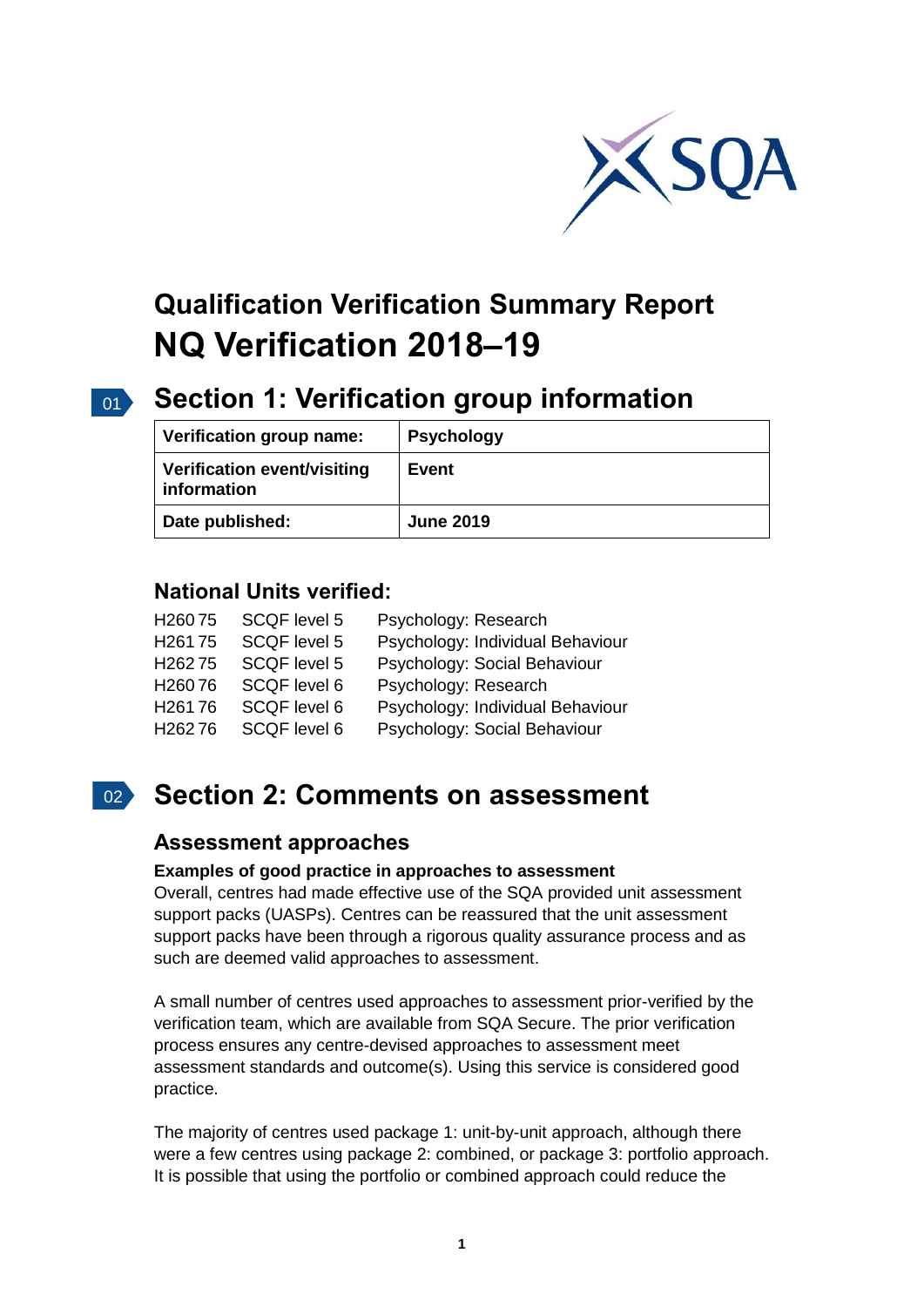# Qualification Verification Summary Report
# NQ Verification 2018–19

## Section 1: Verification group information

| Verification group name: | Psychology |
|---|---|
| Verification event/visiting information | Event |
| Date published: | June 2019 |

### National Units verified:

H260 75 SCQF level 5 Psychology: Research
H261 75 SCQF level 5 Psychology: Individual Behaviour
H262 75 SCQF level 5 Psychology: Social Behaviour
H260 76 SCQF level 6 Psychology: Research
H261 76 SCQF level 6 Psychology: Individual Behaviour
H262 76 SCQF level 6 Psychology: Social Behaviour

## Section 2: Comments on assessment

### Assessment approaches

**Examples of good practice in approaches to assessment**

Overall, centres had made effective use of the SQA provided unit assessment support packs (UASPs). Centres can be reassured that the unit assessment support packs have been through a rigorous quality assurance process and as such are deemed valid approaches to assessment.

A small number of centres used approaches to assessment prior-verified by the verification team, which are available from SQA Secure. The prior verification process ensures any centre-devised approaches to assessment meet assessment standards and outcome(s). Using this service is considered good practice.

The majority of centres used package 1: unit-by-unit approach, although there were a few centres using package 2: combined, or package 3: portfolio approach. It is possible that using the portfolio or combined approach could reduce the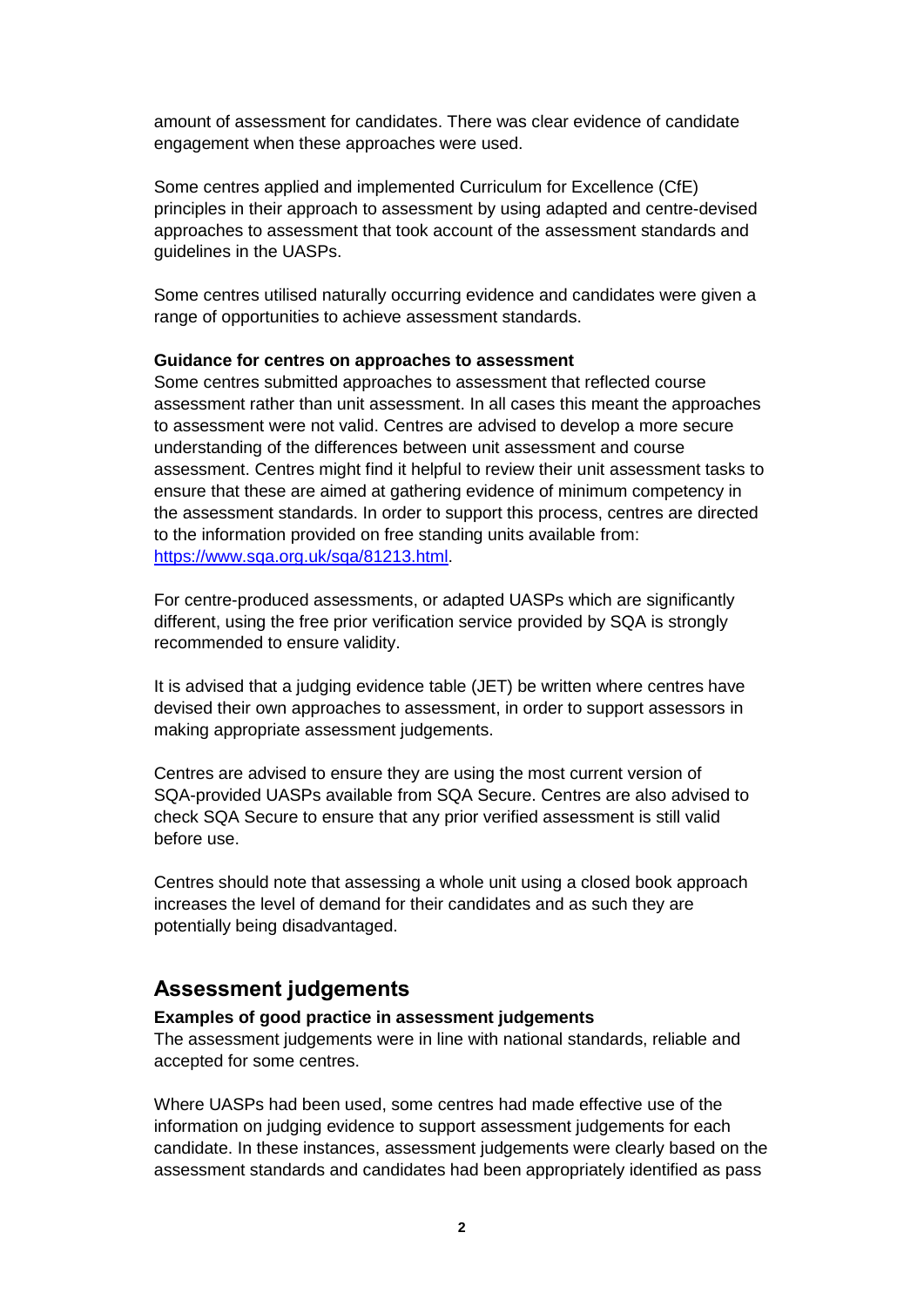amount of assessment for candidates. There was clear evidence of candidate engagement when these approaches were used.

Some centres applied and implemented Curriculum for Excellence (CfE) principles in their approach to assessment by using adapted and centre-devised approaches to assessment that took account of the assessment standards and guidelines in the UASPs.

Some centres utilised naturally occurring evidence and candidates were given a range of opportunities to achieve assessment standards.

**Guidance for centres on approaches to assessment**

Some centres submitted approaches to assessment that reflected course assessment rather than unit assessment. In all cases this meant the approaches to assessment were not valid. Centres are advised to develop a more secure understanding of the differences between unit assessment and course assessment. Centres might find it helpful to review their unit assessment tasks to ensure that these are aimed at gathering evidence of minimum competency in the assessment standards. In order to support this process, centres are directed to the information provided on free standing units available from: [https://www.sqa.org.uk/sqa/81213.html](https://www.sqa.org.uk/sqa/81213.html).

For centre-produced assessments, or adapted UASPs which are significantly different, using the free prior verification service provided by SQA is strongly recommended to ensure validity.

It is advised that a judging evidence table (JET) be written where centres have devised their own approaches to assessment, in order to support assessors in making appropriate assessment judgements.

Centres are advised to ensure they are using the most current version of SQA-provided UASPs available from SQA Secure. Centres are also advised to check SQA Secure to ensure that any prior verified assessment is still valid before use.

Centres should note that assessing a whole unit using a closed book approach increases the level of demand for their candidates and as such they are potentially being disadvantaged.

## Assessment judgements

**Examples of good practice in assessment judgements**

The assessment judgements were in line with national standards, reliable and accepted for some centres.

Where UASPs had been used, some centres had made effective use of the information on judging evidence to support assessment judgements for each candidate. In these instances, assessment judgements were clearly based on the assessment standards and candidates had been appropriately identified as pass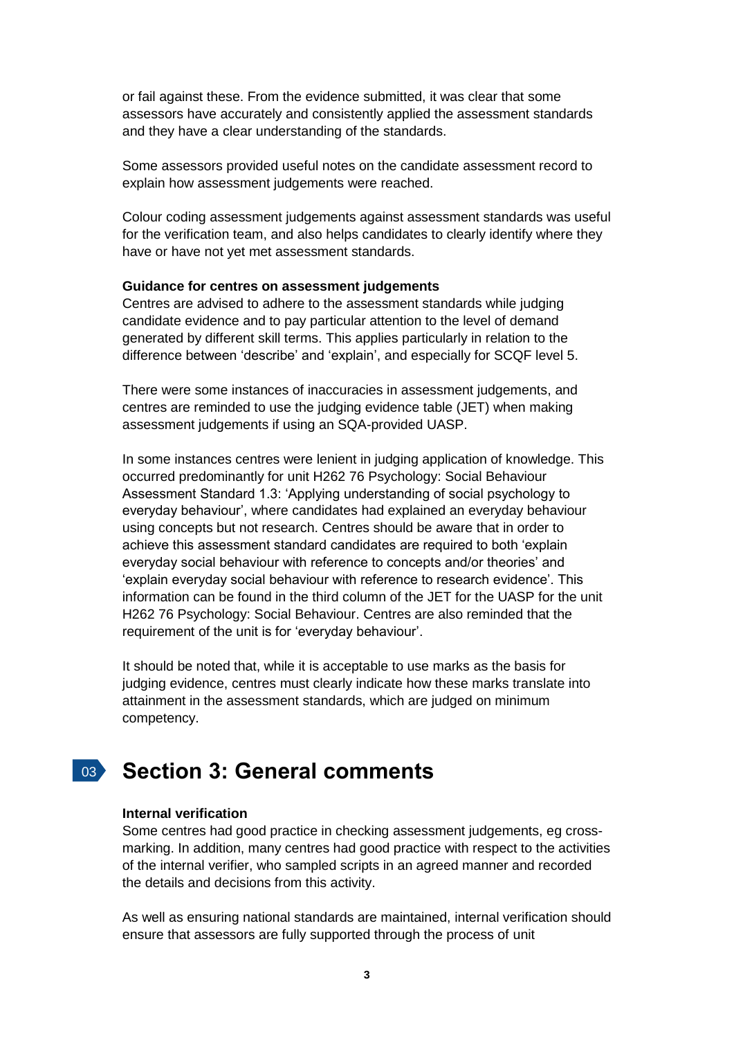or fail against these. From the evidence submitted, it was clear that some assessors have accurately and consistently applied the assessment standards and they have a clear understanding of the standards.

Some assessors provided useful notes on the candidate assessment record to explain how assessment judgements were reached.

Colour coding assessment judgements against assessment standards was useful for the verification team, and also helps candidates to clearly identify where they have or have not yet met assessment standards.

**Guidance for centres on assessment judgements**

Centres are advised to adhere to the assessment standards while judging candidate evidence and to pay particular attention to the level of demand generated by different skill terms. This applies particularly in relation to the difference between 'describe' and 'explain', and especially for SCQF level 5.

There were some instances of inaccuracies in assessment judgements, and centres are reminded to use the judging evidence table (JET) when making assessment judgements if using an SQA-provided UASP.

In some instances centres were lenient in judging application of knowledge. This occurred predominantly for unit H262 76 Psychology: Social Behaviour Assessment Standard 1.3: 'Applying understanding of social psychology to everyday behaviour', where candidates had explained an everyday behaviour using concepts but not research. Centres should be aware that in order to achieve this assessment standard candidates are required to both 'explain everyday social behaviour with reference to concepts and/or theories' and 'explain everyday social behaviour with reference to research evidence'. This information can be found in the third column of the JET for the UASP for the unit H262 76 Psychology: Social Behaviour. Centres are also reminded that the requirement of the unit is for 'everyday behaviour'.

It should be noted that, while it is acceptable to use marks as the basis for judging evidence, centres must clearly indicate how these marks translate into attainment in the assessment standards, which are judged on minimum competency.

# Section 3: General comments

**Internal verification**

Some centres had good practice in checking assessment judgements, eg cross-marking. In addition, many centres had good practice with respect to the activities of the internal verifier, who sampled scripts in an agreed manner and recorded the details and decisions from this activity.

As well as ensuring national standards are maintained, internal verification should ensure that assessors are fully supported through the process of unit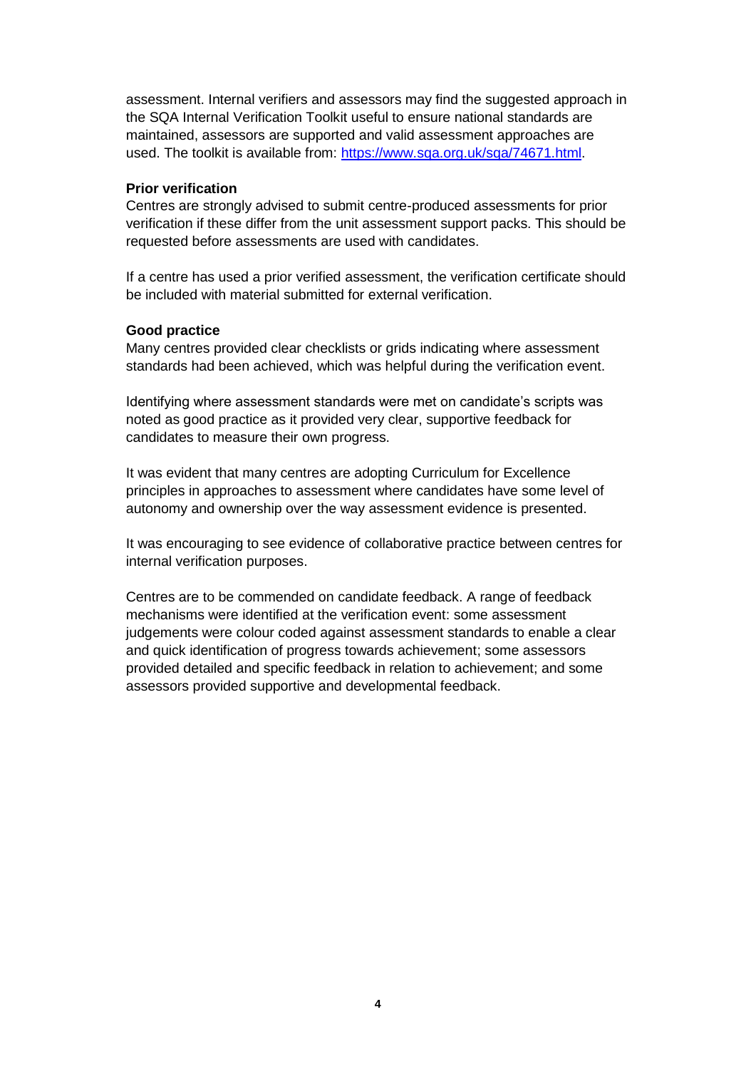assessment. Internal verifiers and assessors may find the suggested approach in the SQA Internal Verification Toolkit useful to ensure national standards are maintained, assessors are supported and valid assessment approaches are used. The toolkit is available from: [https://www.sqa.org.uk/sqa/74671.html](https://www.sqa.org.uk/sqa/74671.html).

**Prior verification**

Centres are strongly advised to submit centre-produced assessments for prior verification if these differ from the unit assessment support packs. This should be requested before assessments are used with candidates.

If a centre has used a prior verified assessment, the verification certificate should be included with material submitted for external verification.

**Good practice**

Many centres provided clear checklists or grids indicating where assessment standards had been achieved, which was helpful during the verification event.

Identifying where assessment standards were met on candidate's scripts was noted as good practice as it provided very clear, supportive feedback for candidates to measure their own progress.

It was evident that many centres are adopting Curriculum for Excellence principles in approaches to assessment where candidates have some level of autonomy and ownership over the way assessment evidence is presented.

It was encouraging to see evidence of collaborative practice between centres for internal verification purposes.

Centres are to be commended on candidate feedback. A range of feedback mechanisms were identified at the verification event: some assessment judgements were colour coded against assessment standards to enable a clear and quick identification of progress towards achievement; some assessors provided detailed and specific feedback in relation to achievement; and some assessors provided supportive and developmental feedback.